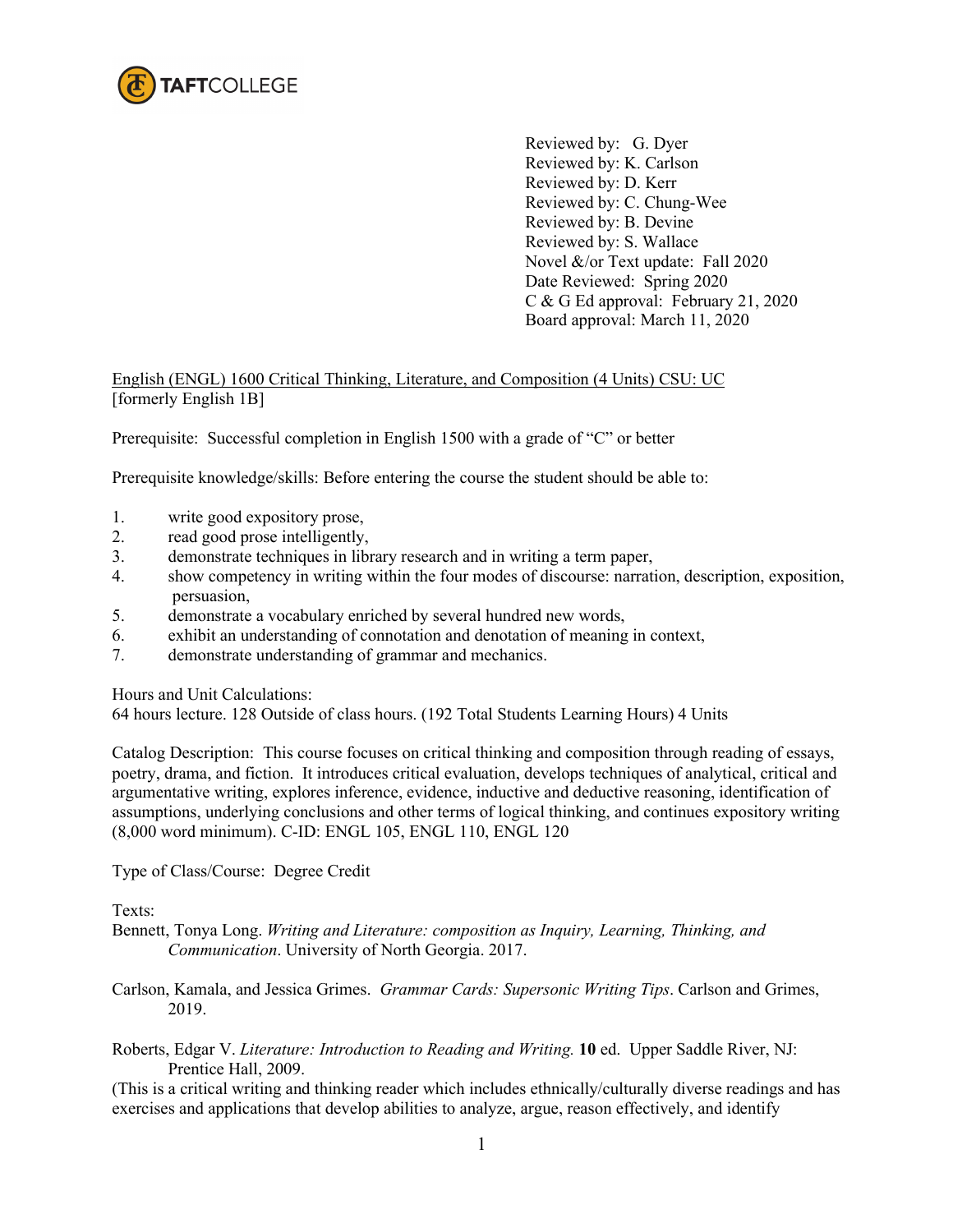TAFTCOLLEGE

Reviewed by: G. Dyer
Reviewed by: K. Carlson
Reviewed by: D. Kerr
Reviewed by: C. Chung-Wee
Reviewed by: B. Devine
Reviewed by: S. Wallace
Novel &/or Text update: Fall 2020
Date Reviewed: Spring 2020
C & G Ed approval: February 21, 2020
Board approval: March 11, 2020

English (ENGL) 1600 Critical Thinking, Literature, and Composition (4 Units) CSU: UC
[formerly English 1B]

Prerequisite: Successful completion in English 1500 with a grade of "C" or better

Prerequisite knowledge/skills: Before entering the course the student should be able to:

1. write good expository prose,
2. read good prose intelligently,
3. demonstrate techniques in library research and in writing a term paper,
4. show competency in writing within the four modes of discourse: narration, description, exposition, persuasion,
5. demonstrate a vocabulary enriched by several hundred new words,
6. exhibit an understanding of connotation and denotation of meaning in context,
7. demonstrate understanding of grammar and mechanics.

Hours and Unit Calculations:
64 hours lecture. 128 Outside of class hours. (192 Total Students Learning Hours) 4 Units

Catalog Description: This course focuses on critical thinking and composition through reading of essays, poetry, drama, and fiction. It introduces critical evaluation, develops techniques of analytical, critical and argumentative writing, explores inference, evidence, inductive and deductive reasoning, identification of assumptions, underlying conclusions and other terms of logical thinking, and continues expository writing (8,000 word minimum). C-ID: ENGL 105, ENGL 110, ENGL 120

Type of Class/Course: Degree Credit

Texts:

Bennett, Tonya Long. *Writing and Literature: composition as Inquiry, Learning, Thinking, and Communication*. University of North Georgia. 2017.

Carlson, Kamala, and Jessica Grimes. *Grammar Cards: Supersonic Writing Tips*. Carlson and Grimes, 2019.

Roberts, Edgar V. *Literature: Introduction to Reading and Writing.* **10** ed. Upper Saddle River, NJ: Prentice Hall, 2009.
(This is a critical writing and thinking reader which includes ethnically/culturally diverse readings and has exercises and applications that develop abilities to analyze, argue, reason effectively, and identify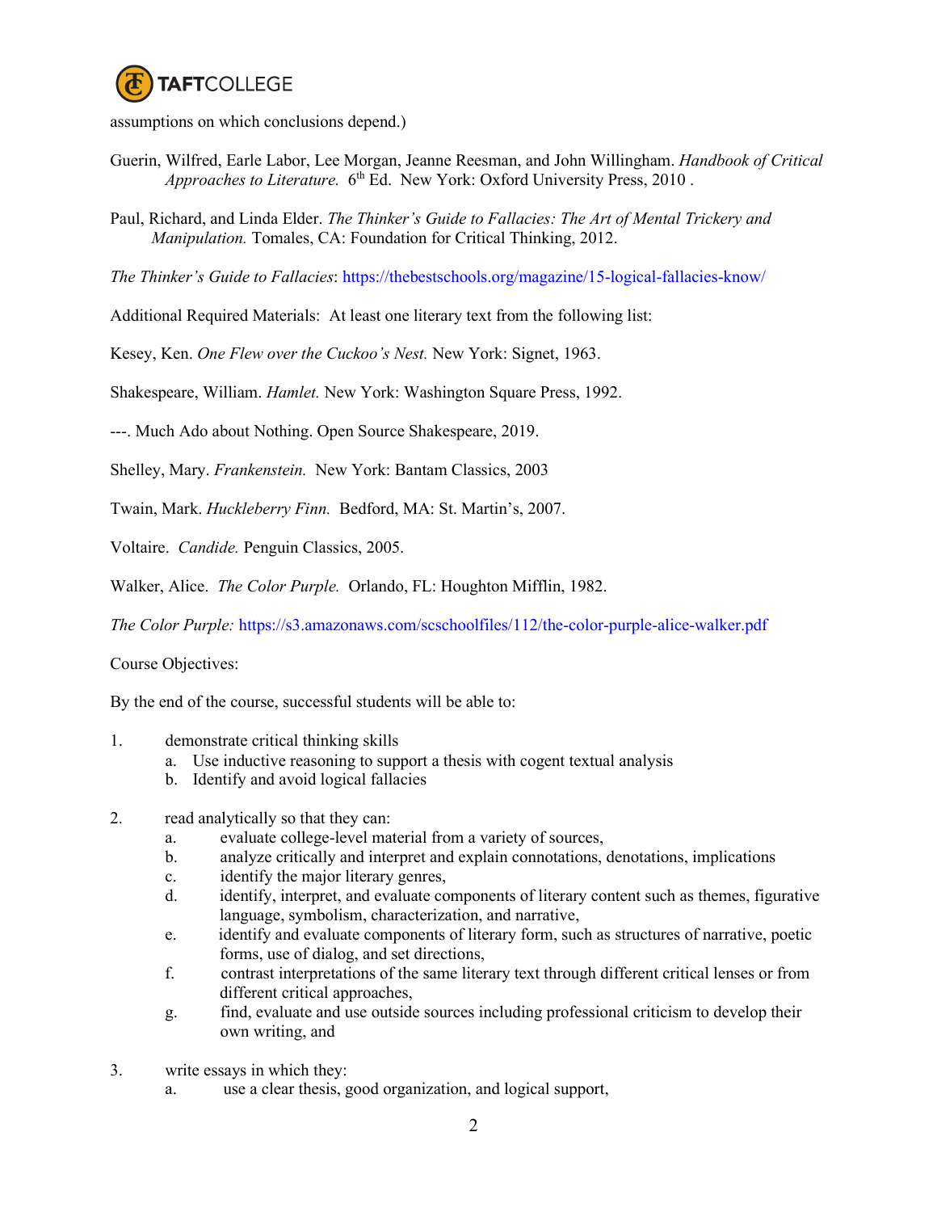assumptions on which conclusions depend.)

Guerin, Wilfred, Earle Labor, Lee Morgan, Jeanne Reesman, and John Willingham. *Handbook of Critical Approaches to Literature.* 6th Ed. New York: Oxford University Press, 2010 .

Paul, Richard, and Linda Elder. *The Thinker's Guide to Fallacies: The Art of Mental Trickery and Manipulation.* Tomales, CA: Foundation for Critical Thinking, 2012.

*The Thinker's Guide to Fallacies*: https://thebestschools.org/magazine/15-logical-fallacies-know/

Additional Required Materials: At least one literary text from the following list:

Kesey, Ken. *One Flew over the Cuckoo's Nest.* New York: Signet, 1963.

Shakespeare, William. *Hamlet.* New York: Washington Square Press, 1992.

---. Much Ado about Nothing. Open Source Shakespeare, 2019.

Shelley, Mary. *Frankenstein.* New York: Bantam Classics, 2003

Twain, Mark. *Huckleberry Finn.* Bedford, MA: St. Martin's, 2007.

Voltaire. *Candide.* Penguin Classics, 2005.

Walker, Alice. *The Color Purple.* Orlando, FL: Houghton Mifflin, 1982.

*The Color Purple:* https://s3.amazonaws.com/scschoolfiles/112/the-color-purple-alice-walker.pdf

Course Objectives:

By the end of the course, successful students will be able to:

1. demonstrate critical thinking skills
   a. Use inductive reasoning to support a thesis with cogent textual analysis
   b. Identify and avoid logical fallacies

2. read analytically so that they can:
   a. evaluate college-level material from a variety of sources,
   b. analyze critically and interpret and explain connotations, denotations, implications
   c. identify the major literary genres,
   d. identify, interpret, and evaluate components of literary content such as themes, figurative language, symbolism, characterization, and narrative,
   e. identify and evaluate components of literary form, such as structures of narrative, poetic forms, use of dialog, and set directions,
   f. contrast interpretations of the same literary text through different critical lenses or from different critical approaches,
   g. find, evaluate and use outside sources including professional criticism to develop their own writing, and

3. write essays in which they:
   a. use a clear thesis, good organization, and logical support,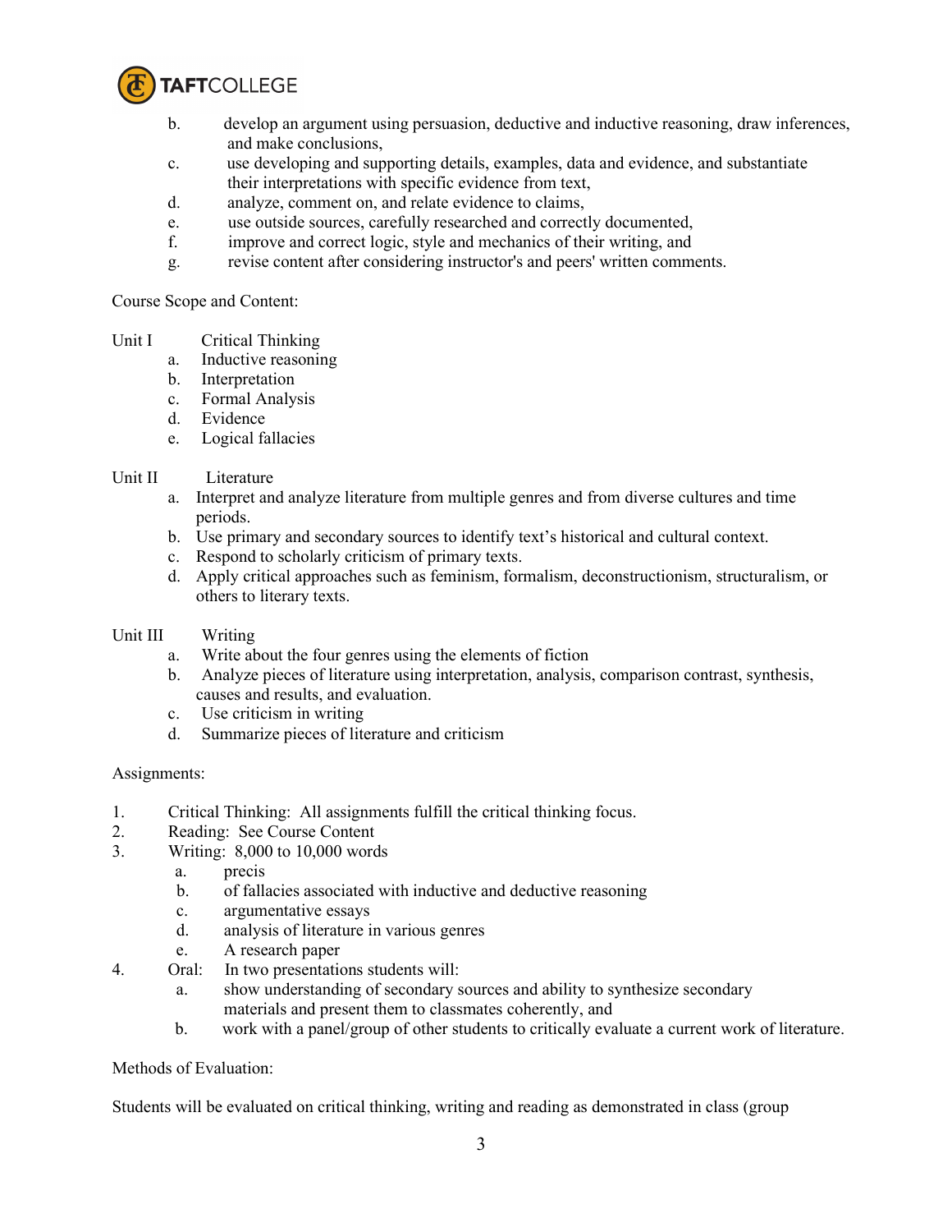b. develop an argument using persuasion, deductive and inductive reasoning, draw inferences, and make conclusions,

c. use developing and supporting details, examples, data and evidence, and substantiate their interpretations with specific evidence from text,

d. analyze, comment on, and relate evidence to claims,

e. use outside sources, carefully researched and correctly documented,

f. improve and correct logic, style and mechanics of their writing, and

g. revise content after considering instructor's and peers' written comments.

Course Scope and Content:

Unit I Critical Thinking

a. Inductive reasoning
b. Interpretation
c. Formal Analysis
d. Evidence
e. Logical fallacies

Unit II Literature

a. Interpret and analyze literature from multiple genres and from diverse cultures and time periods.
b. Use primary and secondary sources to identify text's historical and cultural context.
c. Respond to scholarly criticism of primary texts.
d. Apply critical approaches such as feminism, formalism, deconstructionism, structuralism, or others to literary texts.

Unit III Writing

a. Write about the four genres using the elements of fiction
b. Analyze pieces of literature using interpretation, analysis, comparison contrast, synthesis, causes and results, and evaluation.
c. Use criticism in writing
d. Summarize pieces of literature and criticism

Assignments:

1. Critical Thinking: All assignments fulfill the critical thinking focus.
2. Reading: See Course Content
3. Writing: 8,000 to 10,000 words
   a. precis
   b. of fallacies associated with inductive and deductive reasoning
   c. argumentative essays
   d. analysis of literature in various genres
   e. A research paper
4. Oral: In two presentations students will:
   a. show understanding of secondary sources and ability to synthesize secondary materials and present them to classmates coherently, and
   b. work with a panel/group of other students to critically evaluate a current work of literature.

Methods of Evaluation:

Students will be evaluated on critical thinking, writing and reading as demonstrated in class (group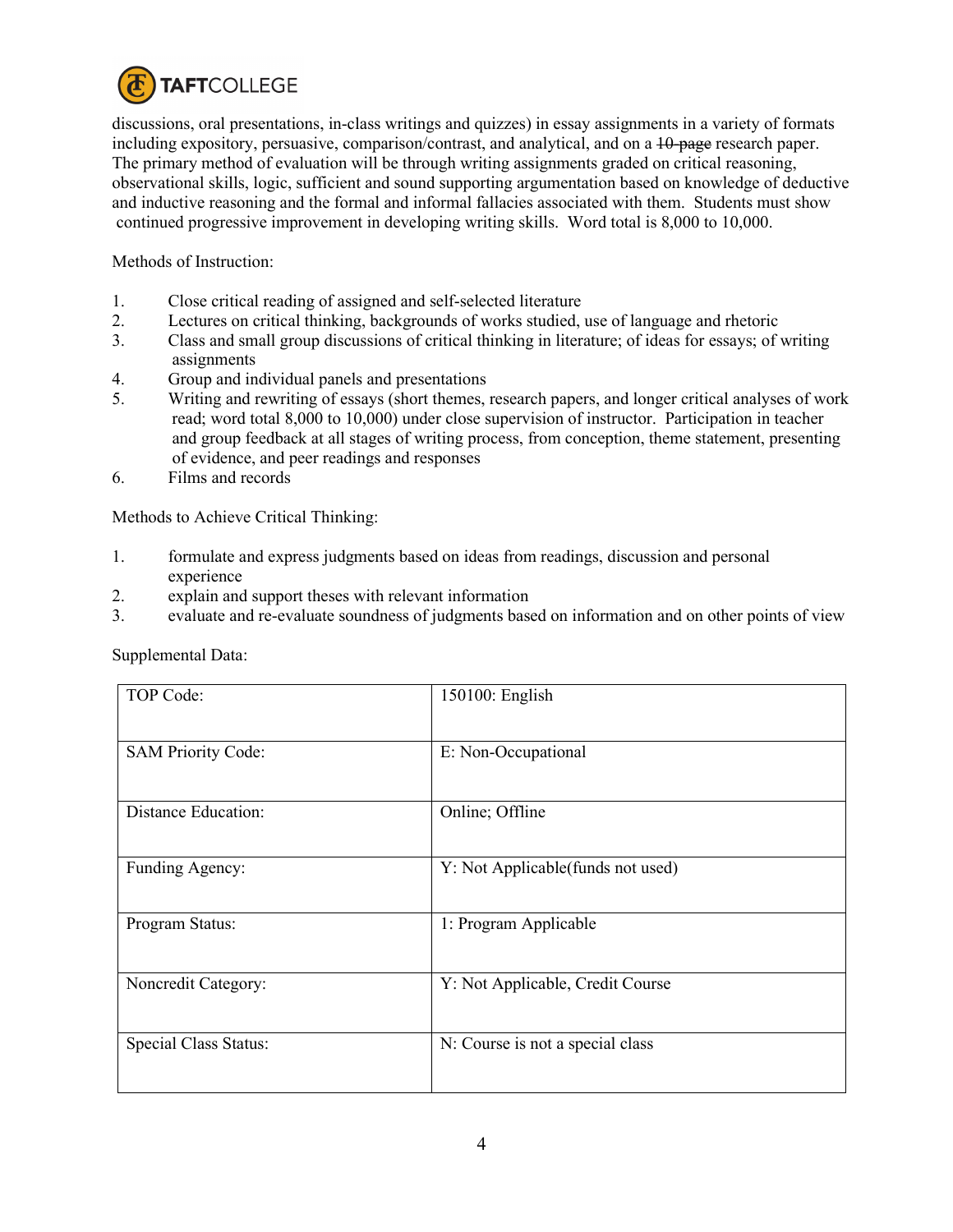discussions, oral presentations, in-class writings and quizzes) in essay assignments in a variety of formats including expository, persuasive, comparison/contrast, and analytical, and on a ~~10-page~~ research paper. The primary method of evaluation will be through writing assignments graded on critical reasoning, observational skills, logic, sufficient and sound supporting argumentation based on knowledge of deductive and inductive reasoning and the formal and informal fallacies associated with them. Students must show continued progressive improvement in developing writing skills. Word total is 8,000 to 10,000.

Methods of Instruction:

1. Close critical reading of assigned and self-selected literature
2. Lectures on critical thinking, backgrounds of works studied, use of language and rhetoric
3. Class and small group discussions of critical thinking in literature; of ideas for essays; of writing assignments
4. Group and individual panels and presentations
5. Writing and rewriting of essays (short themes, research papers, and longer critical analyses of work read; word total 8,000 to 10,000) under close supervision of instructor. Participation in teacher and group feedback at all stages of writing process, from conception, theme statement, presenting of evidence, and peer readings and responses
6. Films and records

Methods to Achieve Critical Thinking:

1. formulate and express judgments based on ideas from readings, discussion and personal experience
2. explain and support theses with relevant information
3. evaluate and re-evaluate soundness of judgments based on information and on other points of view

Supplemental Data:

| | |
|---|---|
| TOP Code: | 150100: English |
| SAM Priority Code: | E: Non-Occupational |
| Distance Education: | Online; Offline |
| Funding Agency: | Y: Not Applicable(funds not used) |
| Program Status: | 1: Program Applicable |
| Noncredit Category: | Y: Not Applicable, Credit Course |
| Special Class Status: | N: Course is not a special class |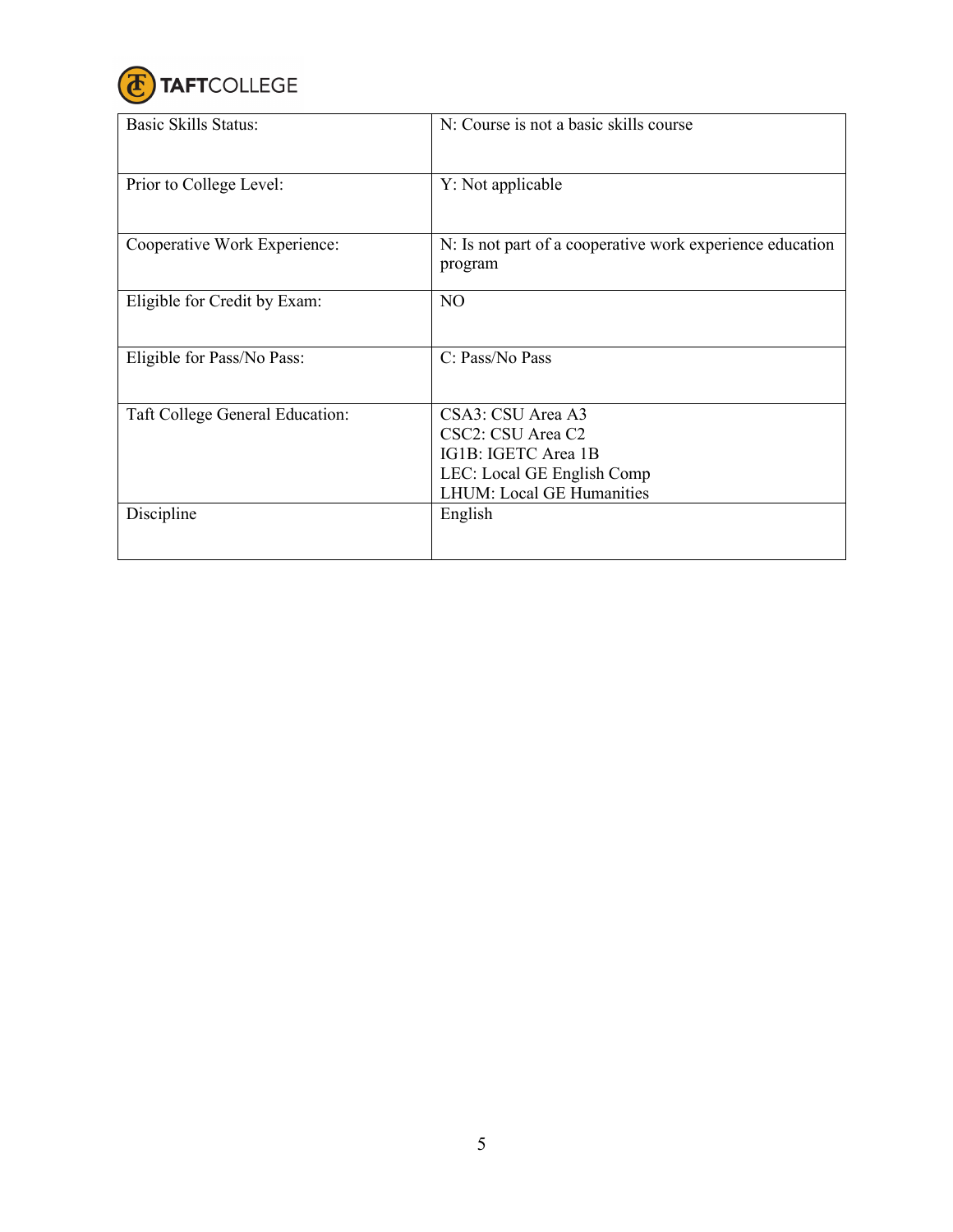| | |
|---|---|
| Basic Skills Status: | N: Course is not a basic skills course |
| Prior to College Level: | Y: Not applicable |
| Cooperative Work Experience: | N: Is not part of a cooperative work experience education program |
| Eligible for Credit by Exam: | NO |
| Eligible for Pass/No Pass: | C: Pass/No Pass |
| Taft College General Education: | CSA3: CSU Area A3<br>CSC2: CSU Area C2<br>IG1B: IGETC Area 1B<br>LEC: Local GE English Comp<br>LHUM: Local GE Humanities |
| Discipline | English |